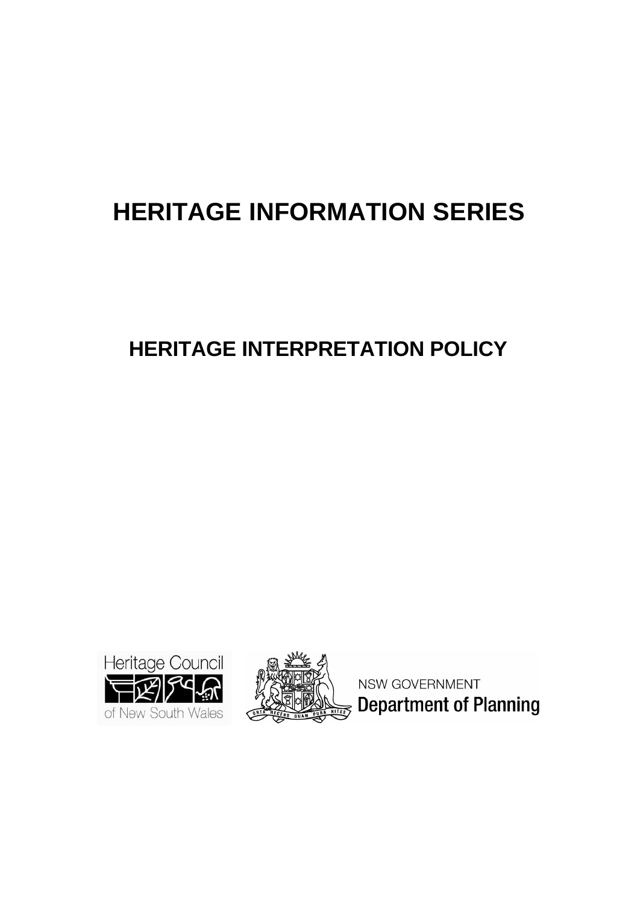# HERITAGE INFORMATION SERIES

## HERITAGE INTERPRETATION POLICY

Heritage Council of New South Wales

NSW GOVERNMENT
Department of Planning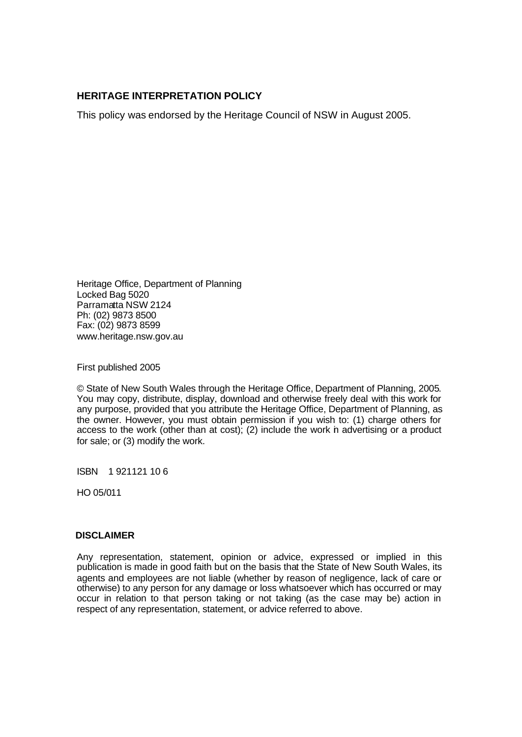**HERITAGE INTERPRETATION POLICY**

This policy was endorsed by the Heritage Council of NSW in August 2005.

Heritage Office, Department of Planning
Locked Bag 5020
Parramatta NSW 2124
Ph: (02) 9873 8500
Fax: (02) 9873 8599
www.heritage.nsw.gov.au

First published 2005

© State of New South Wales through the Heritage Office, Department of Planning, 2005. You may copy, distribute, display, download and otherwise freely deal with this work for any purpose, provided that you attribute the Heritage Office, Department of Planning, as the owner. However, you must obtain permission if you wish to: (1) charge others for access to the work (other than at cost); (2) include the work in advertising or a product for sale; or (3) modify the work.

ISBN 1 921121 10 6

HO 05/011

**DISCLAIMER**

Any representation, statement, opinion or advice, expressed or implied in this publication is made in good faith but on the basis that the State of New South Wales, its agents and employees are not liable (whether by reason of negligence, lack of care or otherwise) to any person for any damage or loss whatsoever which has occurred or may occur in relation to that person taking or not taking (as the case may be) action in respect of any representation, statement, or advice referred to above.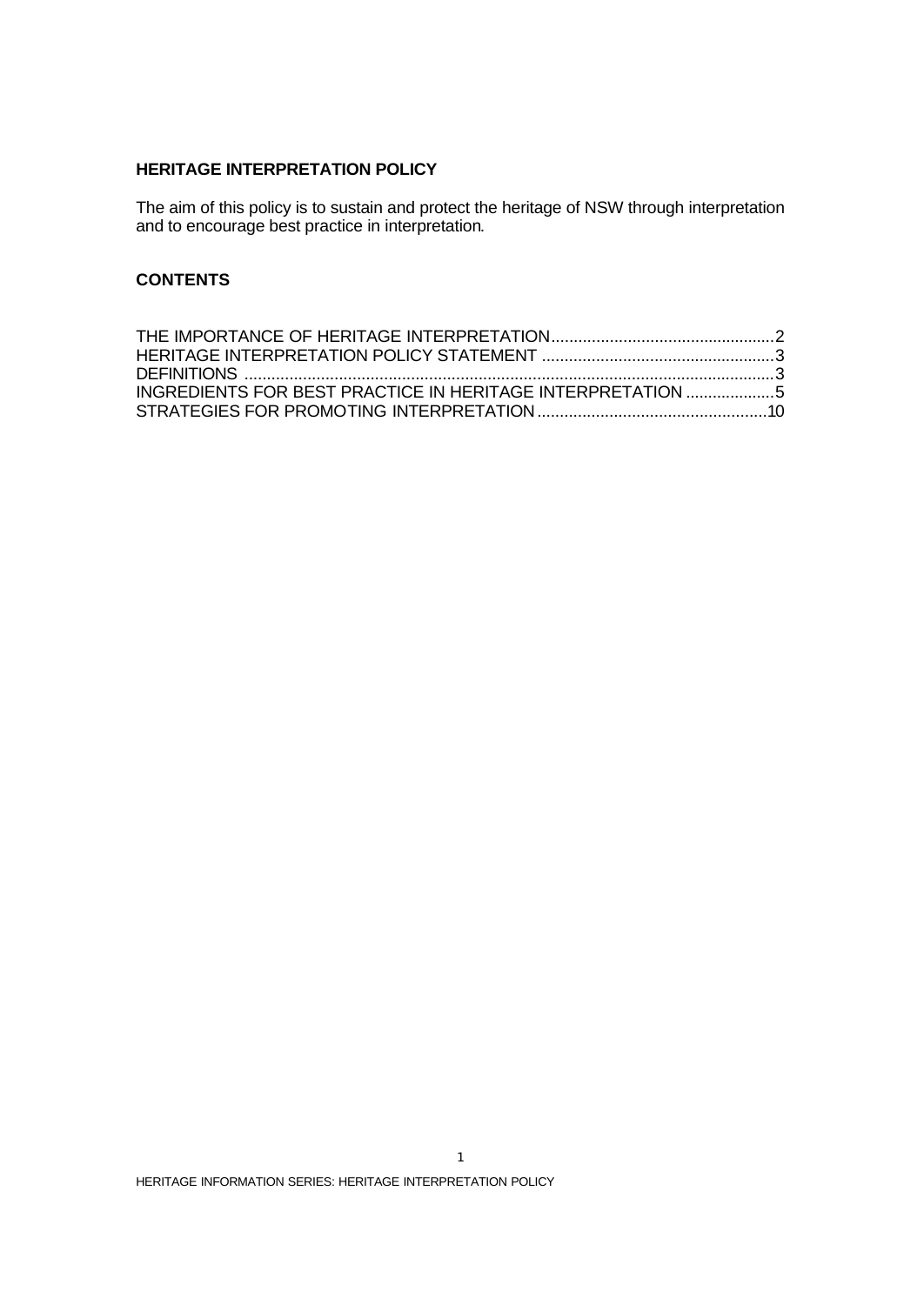**HERITAGE INTERPRETATION POLICY**

The aim of this policy is to sustain and protect the heritage of NSW through interpretation and to encourage best practice in interpretation.

**CONTENTS**

THE IMPORTANCE OF HERITAGE INTERPRETATION....................................................2
HERITAGE INTERPRETATION POLICY STATEMENT ....................................................3
DEFINITIONS ....................................................................................................................3
INGREDIENTS FOR BEST PRACTICE IN HERITAGE INTERPRETATION ....................5
STRATEGIES FOR PROMOTING INTERPRETATION....................................................10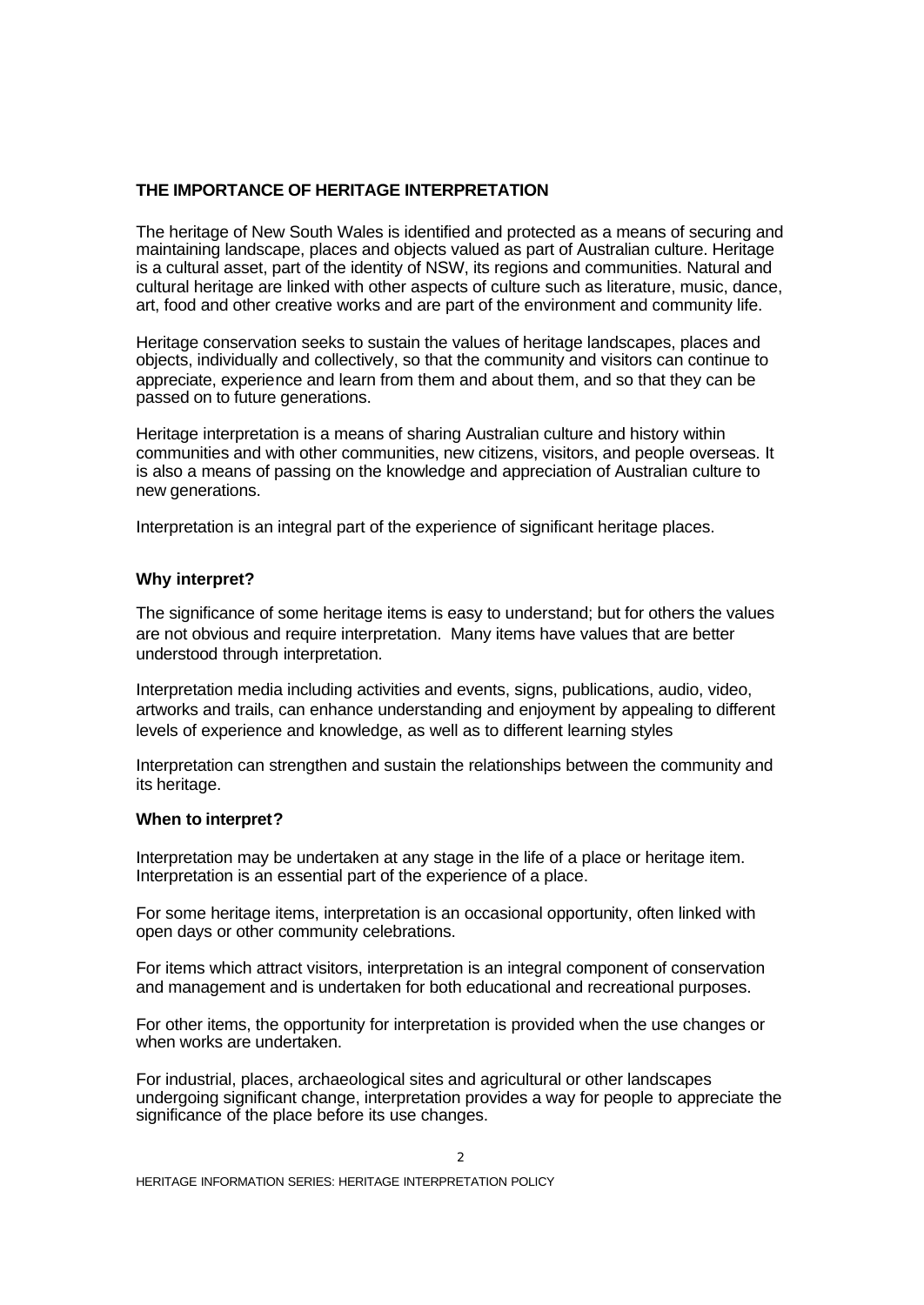## THE IMPORTANCE OF HERITAGE INTERPRETATION

The heritage of New South Wales is identified and protected as a means of securing and maintaining landscape, places and objects valued as part of Australian culture. Heritage is a cultural asset, part of the identity of NSW, its regions and communities. Natural and cultural heritage are linked with other aspects of culture such as literature, music, dance, art, food and other creative works and are part of the environment and community life.

Heritage conservation seeks to sustain the values of heritage landscapes, places and objects, individually and collectively, so that the community and visitors can continue to appreciate, experience and learn from them and about them, and so that they can be passed on to future generations.

Heritage interpretation is a means of sharing Australian culture and history within communities and with other communities, new citizens, visitors, and people overseas. It is also a means of passing on the knowledge and appreciation of Australian culture to new generations.

Interpretation is an integral part of the experience of significant heritage places.

### Why interpret?

The significance of some heritage items is easy to understand; but for others the values are not obvious and require interpretation. Many items have values that are better understood through interpretation.

Interpretation media including activities and events, signs, publications, audio, video, artworks and trails, can enhance understanding and enjoyment by appealing to different levels of experience and knowledge, as well as to different learning styles

Interpretation can strengthen and sustain the relationships between the community and its heritage.

### When to interpret?

Interpretation may be undertaken at any stage in the life of a place or heritage item. Interpretation is an essential part of the experience of a place.

For some heritage items, interpretation is an occasional opportunity, often linked with open days or other community celebrations.

For items which attract visitors, interpretation is an integral component of conservation and management and is undertaken for both educational and recreational purposes.

For other items, the opportunity for interpretation is provided when the use changes or when works are undertaken.

For industrial, places, archaeological sites and agricultural or other landscapes undergoing significant change, interpretation provides a way for people to appreciate the significance of the place before its use changes.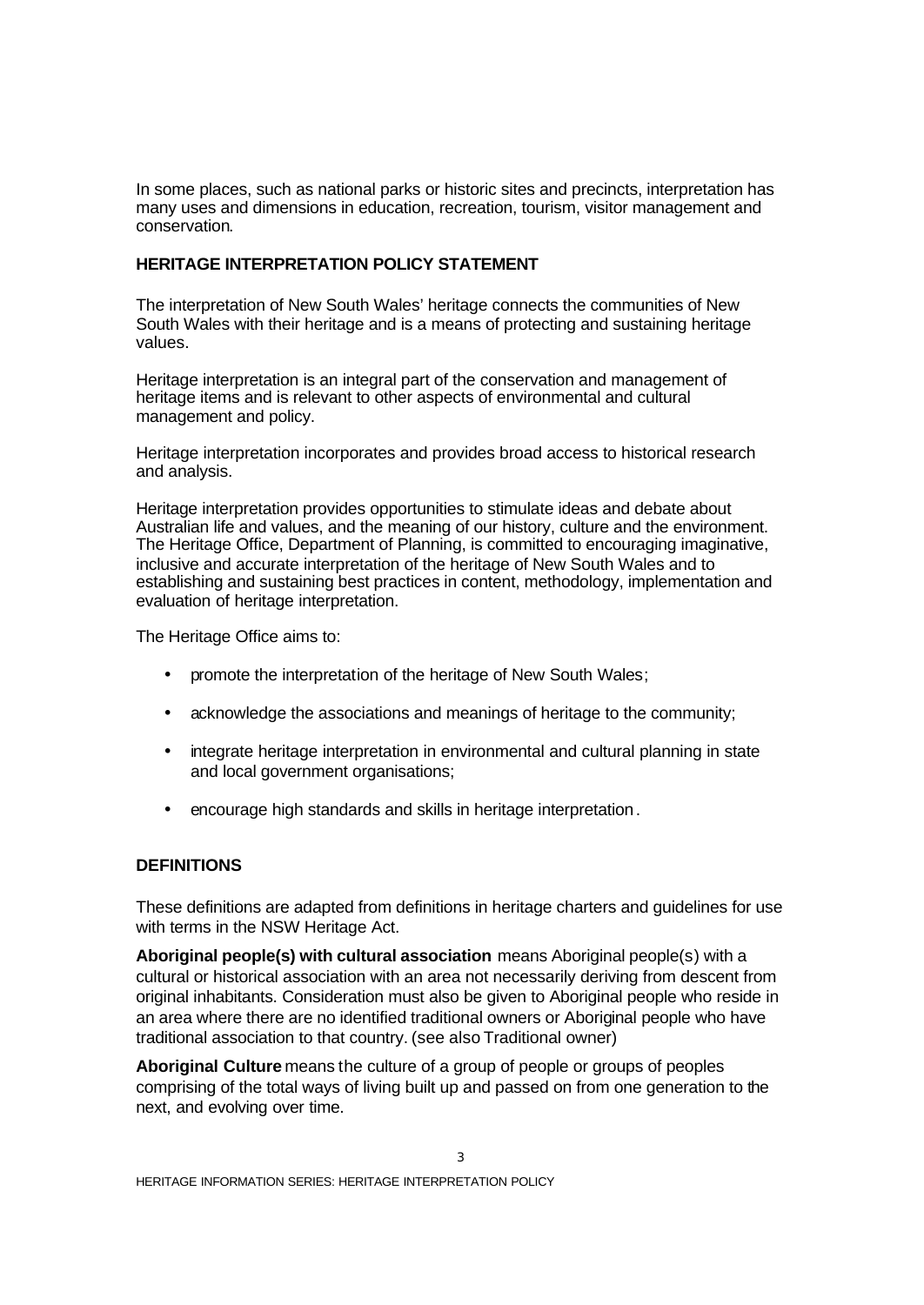In some places, such as national parks or historic sites and precincts, interpretation has many uses and dimensions in education, recreation, tourism, visitor management and conservation.

## HERITAGE INTERPRETATION POLICY STATEMENT

The interpretation of New South Wales' heritage connects the communities of New South Wales with their heritage and is a means of protecting and sustaining heritage values.

Heritage interpretation is an integral part of the conservation and management of heritage items and is relevant to other aspects of environmental and cultural management and policy.

Heritage interpretation incorporates and provides broad access to historical research and analysis.

Heritage interpretation provides opportunities to stimulate ideas and debate about Australian life and values, and the meaning of our history, culture and the environment. The Heritage Office, Department of Planning, is committed to encouraging imaginative, inclusive and accurate interpretation of the heritage of New South Wales and to establishing and sustaining best practices in content, methodology, implementation and evaluation of heritage interpretation.

The Heritage Office aims to:

- promote the interpretation of the heritage of New South Wales;
- acknowledge the associations and meanings of heritage to the community;
- integrate heritage interpretation in environmental and cultural planning in state and local government organisations;
- encourage high standards and skills in heritage interpretation.

## DEFINITIONS

These definitions are adapted from definitions in heritage charters and guidelines for use with terms in the NSW Heritage Act.

**Aboriginal people(s) with cultural association** means Aboriginal people(s) with a cultural or historical association with an area not necessarily deriving from descent from original inhabitants. Consideration must also be given to Aboriginal people who reside in an area where there are no identified traditional owners or Aboriginal people who have traditional association to that country. (see also Traditional owner)

**Aboriginal Culture** means the culture of a group of people or groups of peoples comprising of the total ways of living built up and passed on from one generation to the next, and evolving over time.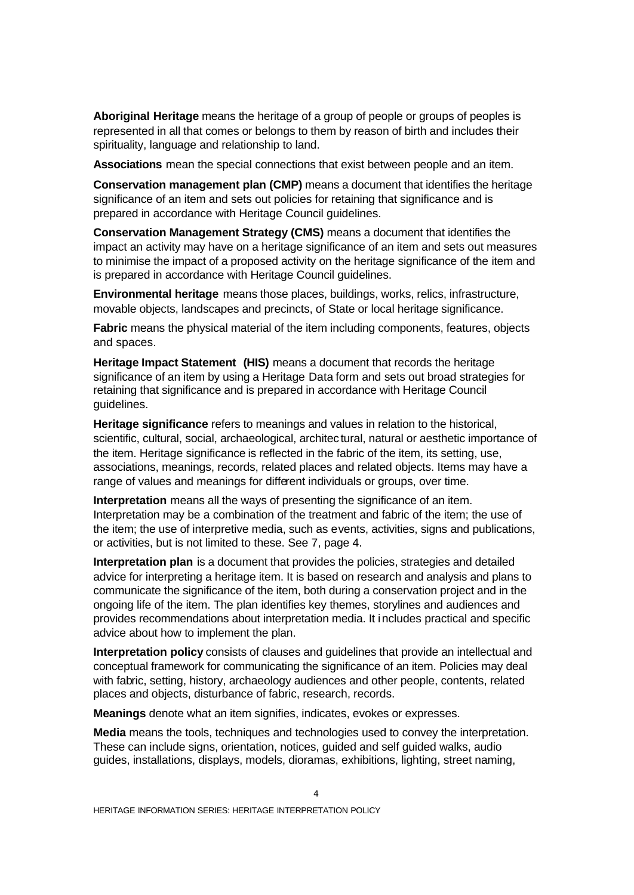**Aboriginal Heritage** means the heritage of a group of people or groups of peoples is represented in all that comes or belongs to them by reason of birth and includes their spirituality, language and relationship to land.

**Associations** mean the special connections that exist between people and an item.

**Conservation management plan (CMP)** means a document that identifies the heritage significance of an item and sets out policies for retaining that significance and is prepared in accordance with Heritage Council guidelines.

**Conservation Management Strategy (CMS)** means a document that identifies the impact an activity may have on a heritage significance of an item and sets out measures to minimise the impact of a proposed activity on the heritage significance of the item and is prepared in accordance with Heritage Council guidelines.

**Environmental heritage** means those places, buildings, works, relics, infrastructure, movable objects, landscapes and precincts, of State or local heritage significance.

**Fabric** means the physical material of the item including components, features, objects and spaces.

**Heritage Impact Statement (HIS)** means a document that records the heritage significance of an item by using a Heritage Data form and sets out broad strategies for retaining that significance and is prepared in accordance with Heritage Council guidelines.

**Heritage significance** refers to meanings and values in relation to the historical, scientific, cultural, social, archaeological, architectural, natural or aesthetic importance of the item. Heritage significance is reflected in the fabric of the item, its setting, use, associations, meanings, records, related places and related objects. Items may have a range of values and meanings for different individuals or groups, over time.

**Interpretation** means all the ways of presenting the significance of an item. Interpretation may be a combination of the treatment and fabric of the item; the use of the item; the use of interpretive media, such as events, activities, signs and publications, or activities, but is not limited to these. See 7, page 4.

**Interpretation plan** is a document that provides the policies, strategies and detailed advice for interpreting a heritage item. It is based on research and analysis and plans to communicate the significance of the item, both during a conservation project and in the ongoing life of the item. The plan identifies key themes, storylines and audiences and provides recommendations about interpretation media. It includes practical and specific advice about how to implement the plan.

**Interpretation policy** consists of clauses and guidelines that provide an intellectual and conceptual framework for communicating the significance of an item. Policies may deal with fabric, setting, history, archaeology audiences and other people, contents, related places and objects, disturbance of fabric, research, records.

**Meanings** denote what an item signifies, indicates, evokes or expresses.

**Media** means the tools, techniques and technologies used to convey the interpretation. These can include signs, orientation, notices, guided and self guided walks, audio guides, installations, displays, models, dioramas, exhibitions, lighting, street naming,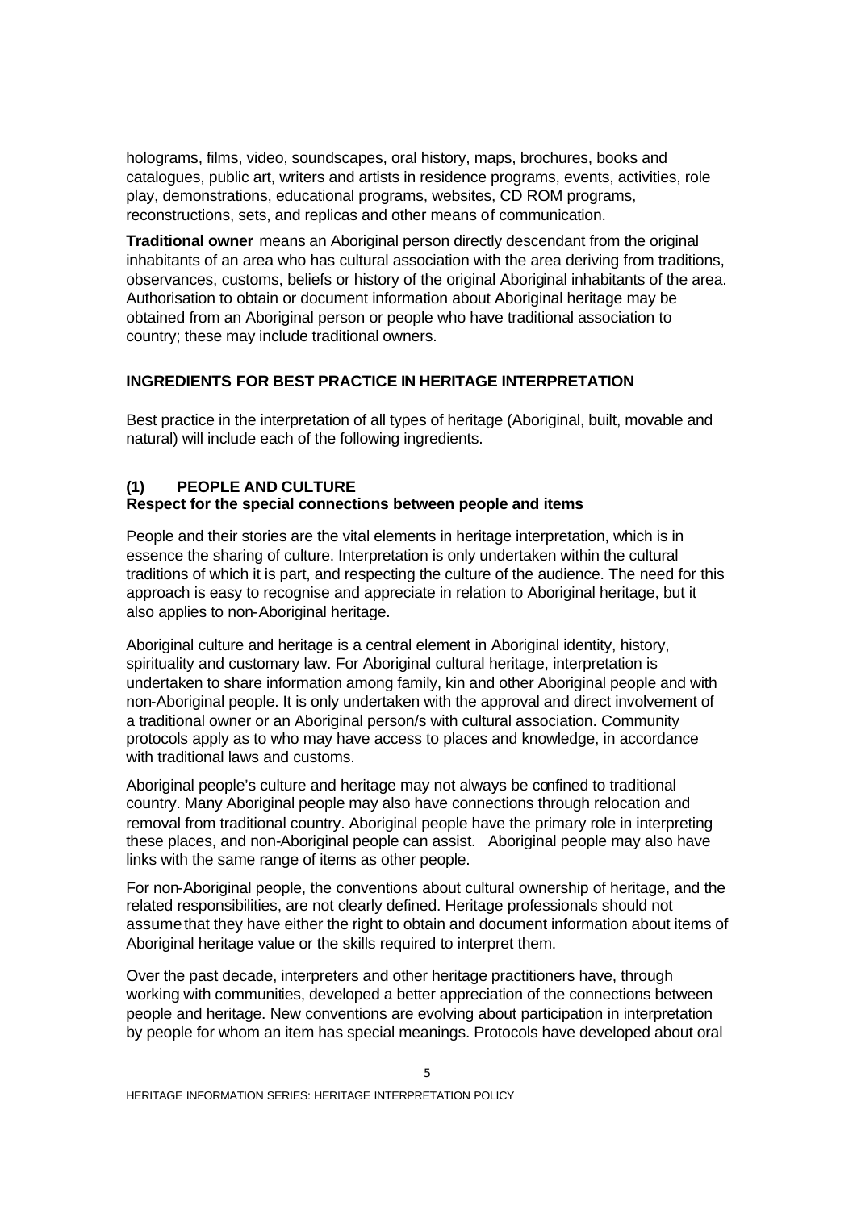holograms, films, video, soundscapes, oral history, maps, brochures, books and catalogues, public art, writers and artists in residence programs, events, activities, role play, demonstrations, educational programs, websites, CD ROM programs, reconstructions, sets, and replicas and other means of communication.

**Traditional owner** means an Aboriginal person directly descendant from the original inhabitants of an area who has cultural association with the area deriving from traditions, observances, customs, beliefs or history of the original Aboriginal inhabitants of the area. Authorisation to obtain or document information about Aboriginal heritage may be obtained from an Aboriginal person or people who have traditional association to country; these may include traditional owners.

## INGREDIENTS FOR BEST PRACTICE IN HERITAGE INTERPRETATION

Best practice in the interpretation of all types of heritage (Aboriginal, built, movable and natural) will include each of the following ingredients.

### (1) PEOPLE AND CULTURE

**Respect for the special connections between people and items**

People and their stories are the vital elements in heritage interpretation, which is in essence the sharing of culture. Interpretation is only undertaken within the cultural traditions of which it is part, and respecting the culture of the audience. The need for this approach is easy to recognise and appreciate in relation to Aboriginal heritage, but it also applies to non-Aboriginal heritage.

Aboriginal culture and heritage is a central element in Aboriginal identity, history, spirituality and customary law. For Aboriginal cultural heritage, interpretation is undertaken to share information among family, kin and other Aboriginal people and with non-Aboriginal people. It is only undertaken with the approval and direct involvement of a traditional owner or an Aboriginal person/s with cultural association. Community protocols apply as to who may have access to places and knowledge, in accordance with traditional laws and customs.

Aboriginal people's culture and heritage may not always be confined to traditional country. Many Aboriginal people may also have connections through relocation and removal from traditional country. Aboriginal people have the primary role in interpreting these places, and non-Aboriginal people can assist. Aboriginal people may also have links with the same range of items as other people.

For non-Aboriginal people, the conventions about cultural ownership of heritage, and the related responsibilities, are not clearly defined. Heritage professionals should not assume that they have either the right to obtain and document information about items of Aboriginal heritage value or the skills required to interpret them.

Over the past decade, interpreters and other heritage practitioners have, through working with communities, developed a better appreciation of the connections between people and heritage. New conventions are evolving about participation in interpretation by people for whom an item has special meanings. Protocols have developed about oral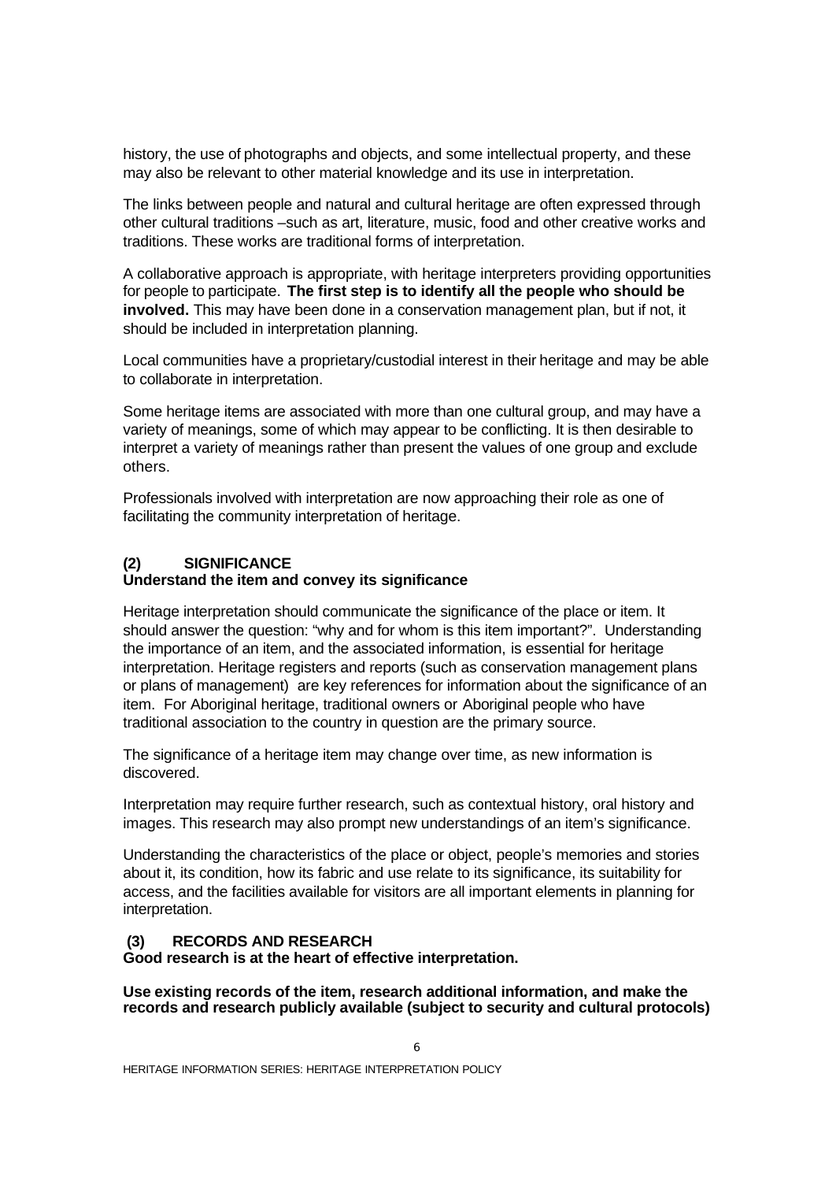history, the use of photographs and objects, and some intellectual property, and these may also be relevant to other material knowledge and its use in interpretation.

The links between people and natural and cultural heritage are often expressed through other cultural traditions –such as art, literature, music, food and other creative works and traditions. These works are traditional forms of interpretation.

A collaborative approach is appropriate, with heritage interpreters providing opportunities for people to participate. **The first step is to identify all the people who should be involved.** This may have been done in a conservation management plan, but if not, it should be included in interpretation planning.

Local communities have a proprietary/custodial interest in their heritage and may be able to collaborate in interpretation.

Some heritage items are associated with more than one cultural group, and may have a variety of meanings, some of which may appear to be conflicting. It is then desirable to interpret a variety of meanings rather than present the values of one group and exclude others.

Professionals involved with interpretation are now approaching their role as one of facilitating the community interpretation of heritage.

### (2) SIGNIFICANCE

**Understand the item and convey its significance**

Heritage interpretation should communicate the significance of the place or item. It should answer the question: "why and for whom is this item important?". Understanding the importance of an item, and the associated information, is essential for heritage interpretation. Heritage registers and reports (such as conservation management plans or plans of management) are key references for information about the significance of an item. For Aboriginal heritage, traditional owners or Aboriginal people who have traditional association to the country in question are the primary source.

The significance of a heritage item may change over time, as new information is discovered.

Interpretation may require further research, such as contextual history, oral history and images. This research may also prompt new understandings of an item's significance.

Understanding the characteristics of the place or object, people's memories and stories about it, its condition, how its fabric and use relate to its significance, its suitability for access, and the facilities available for visitors are all important elements in planning for interpretation.

### (3) RECORDS AND RESEARCH

**Good research is at the heart of effective interpretation.**

**Use existing records of the item, research additional information, and make the records and research publicly available (subject to security and cultural protocols)**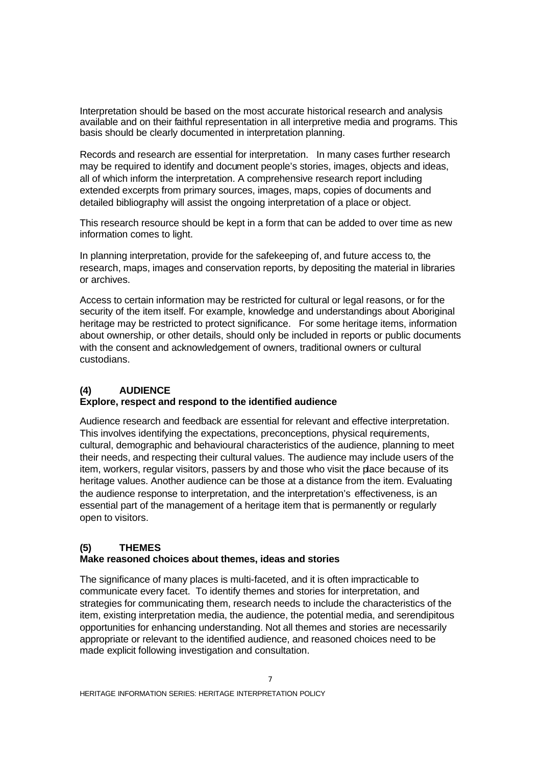Interpretation should be based on the most accurate historical research and analysis available and on their faithful representation in all interpretive media and programs. This basis should be clearly documented in interpretation planning.

Records and research are essential for interpretation. In many cases further research may be required to identify and document people's stories, images, objects and ideas, all of which inform the interpretation. A comprehensive research report including extended excerpts from primary sources, images, maps, copies of documents and detailed bibliography will assist the ongoing interpretation of a place or object.

This research resource should be kept in a form that can be added to over time as new information comes to light.

In planning interpretation, provide for the safekeeping of, and future access to, the research, maps, images and conservation reports, by depositing the material in libraries or archives.

Access to certain information may be restricted for cultural or legal reasons, or for the security of the item itself. For example, knowledge and understandings about Aboriginal heritage may be restricted to protect significance. For some heritage items, information about ownership, or other details, should only be included in reports or public documents with the consent and acknowledgement of owners, traditional owners or cultural custodians.

### (4) AUDIENCE

**Explore, respect and respond to the identified audience**

Audience research and feedback are essential for relevant and effective interpretation. This involves identifying the expectations, preconceptions, physical requirements, cultural, demographic and behavioural characteristics of the audience, planning to meet their needs, and respecting their cultural values. The audience may include users of the item, workers, regular visitors, passers by and those who visit the place because of its heritage values. Another audience can be those at a distance from the item. Evaluating the audience response to interpretation, and the interpretation's effectiveness, is an essential part of the management of a heritage item that is permanently or regularly open to visitors.

### (5) THEMES

**Make reasoned choices about themes, ideas and stories**

The significance of many places is multi-faceted, and it is often impracticable to communicate every facet. To identify themes and stories for interpretation, and strategies for communicating them, research needs to include the characteristics of the item, existing interpretation media, the audience, the potential media, and serendipitous opportunities for enhancing understanding. Not all themes and stories are necessarily appropriate or relevant to the identified audience, and reasoned choices need to be made explicit following investigation and consultation.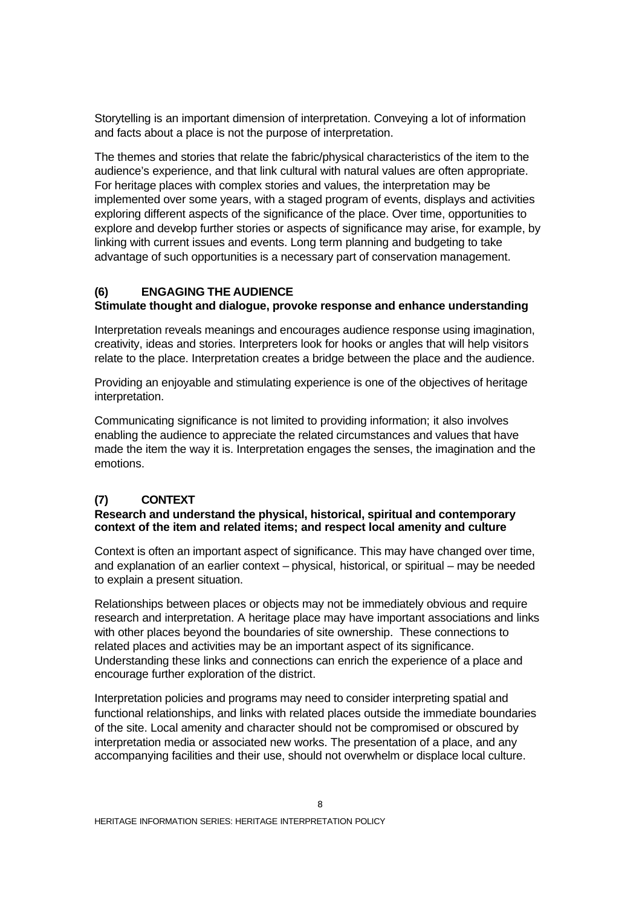Storytelling is an important dimension of interpretation. Conveying a lot of information and facts about a place is not the purpose of interpretation.

The themes and stories that relate the fabric/physical characteristics of the item to the audience's experience, and that link cultural with natural values are often appropriate. For heritage places with complex stories and values, the interpretation may be implemented over some years, with a staged program of events, displays and activities exploring different aspects of the significance of the place. Over time, opportunities to explore and develop further stories or aspects of significance may arise, for example, by linking with current issues and events. Long term planning and budgeting to take advantage of such opportunities is a necessary part of conservation management.

## (6) ENGAGING THE AUDIENCE

**Stimulate thought and dialogue, provoke response and enhance understanding**

Interpretation reveals meanings and encourages audience response using imagination, creativity, ideas and stories. Interpreters look for hooks or angles that will help visitors relate to the place. Interpretation creates a bridge between the place and the audience.

Providing an enjoyable and stimulating experience is one of the objectives of heritage interpretation.

Communicating significance is not limited to providing information; it also involves enabling the audience to appreciate the related circumstances and values that have made the item the way it is. Interpretation engages the senses, the imagination and the emotions.

## (7) CONTEXT

**Research and understand the physical, historical, spiritual and contemporary context of the item and related items; and respect local amenity and culture**

Context is often an important aspect of significance. This may have changed over time, and explanation of an earlier context – physical, historical, or spiritual – may be needed to explain a present situation.

Relationships between places or objects may not be immediately obvious and require research and interpretation. A heritage place may have important associations and links with other places beyond the boundaries of site ownership. These connections to related places and activities may be an important aspect of its significance. Understanding these links and connections can enrich the experience of a place and encourage further exploration of the district.

Interpretation policies and programs may need to consider interpreting spatial and functional relationships, and links with related places outside the immediate boundaries of the site. Local amenity and character should not be compromised or obscured by interpretation media or associated new works. The presentation of a place, and any accompanying facilities and their use, should not overwhelm or displace local culture.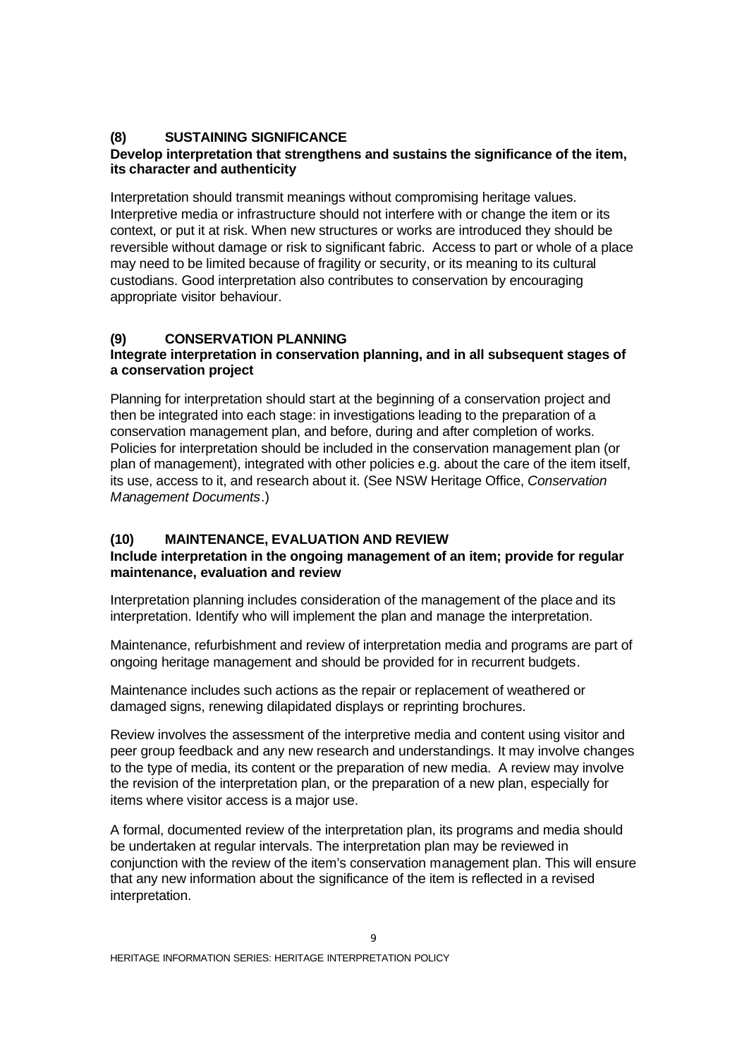## (8) SUSTAINING SIGNIFICANCE

**Develop interpretation that strengthens and sustains the significance of the item, its character and authenticity**

Interpretation should transmit meanings without compromising heritage values. Interpretive media or infrastructure should not interfere with or change the item or its context, or put it at risk. When new structures or works are introduced they should be reversible without damage or risk to significant fabric. Access to part or whole of a place may need to be limited because of fragility or security, or its meaning to its cultural custodians. Good interpretation also contributes to conservation by encouraging appropriate visitor behaviour.

## (9) CONSERVATION PLANNING

**Integrate interpretation in conservation planning, and in all subsequent stages of a conservation project**

Planning for interpretation should start at the beginning of a conservation project and then be integrated into each stage: in investigations leading to the preparation of a conservation management plan, and before, during and after completion of works. Policies for interpretation should be included in the conservation management plan (or plan of management), integrated with other policies e.g. about the care of the item itself, its use, access to it, and research about it. (See NSW Heritage Office, *Conservation Management Documents*.)

## (10) MAINTENANCE, EVALUATION AND REVIEW

**Include interpretation in the ongoing management of an item; provide for regular maintenance, evaluation and review**

Interpretation planning includes consideration of the management of the place and its interpretation. Identify who will implement the plan and manage the interpretation.

Maintenance, refurbishment and review of interpretation media and programs are part of ongoing heritage management and should be provided for in recurrent budgets.

Maintenance includes such actions as the repair or replacement of weathered or damaged signs, renewing dilapidated displays or reprinting brochures.

Review involves the assessment of the interpretive media and content using visitor and peer group feedback and any new research and understandings. It may involve changes to the type of media, its content or the preparation of new media. A review may involve the revision of the interpretation plan, or the preparation of a new plan, especially for items where visitor access is a major use.

A formal, documented review of the interpretation plan, its programs and media should be undertaken at regular intervals. The interpretation plan may be reviewed in conjunction with the review of the item's conservation management plan. This will ensure that any new information about the significance of the item is reflected in a revised interpretation.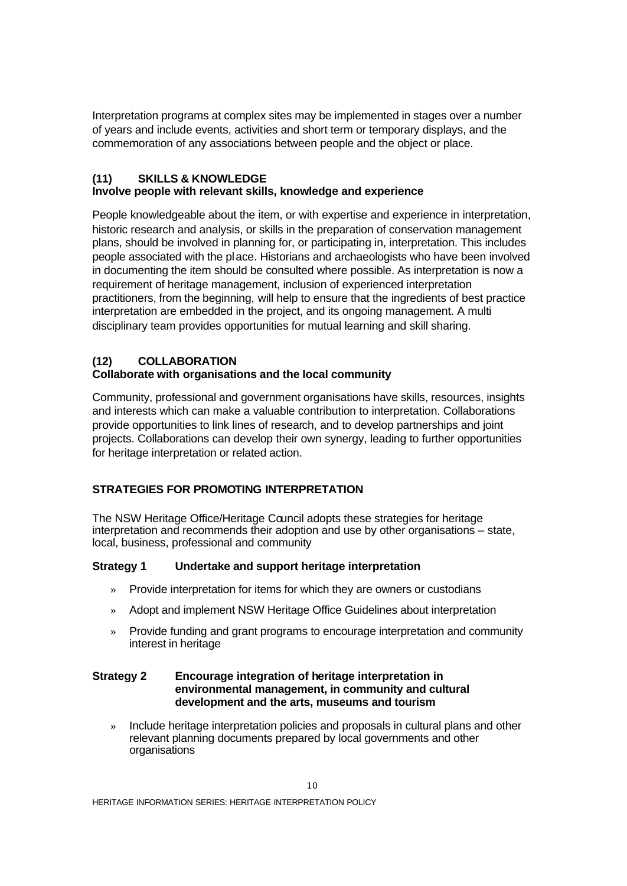Interpretation programs at complex sites may be implemented in stages over a number of years and include events, activities and short term or temporary displays, and the commemoration of any associations between people and the object or place.

### (11) SKILLS & KNOWLEDGE
**Involve people with relevant skills, knowledge and experience**

People knowledgeable about the item, or with expertise and experience in interpretation, historic research and analysis, or skills in the preparation of conservation management plans, should be involved in planning for, or participating in, interpretation. This includes people associated with the place. Historians and archaeologists who have been involved in documenting the item should be consulted where possible. As interpretation is now a requirement of heritage management, inclusion of experienced interpretation practitioners, from the beginning, will help to ensure that the ingredients of best practice interpretation are embedded in the project, and its ongoing management. A multi disciplinary team provides opportunities for mutual learning and skill sharing.

### (12) COLLABORATION
**Collaborate with organisations and the local community**

Community, professional and government organisations have skills, resources, insights and interests which can make a valuable contribution to interpretation. Collaborations provide opportunities to link lines of research, and to develop partnerships and joint projects. Collaborations can develop their own synergy, leading to further opportunities for heritage interpretation or related action.

## STRATEGIES FOR PROMOTING INTERPRETATION

The NSW Heritage Office/Heritage Council adopts these strategies for heritage interpretation and recommends their adoption and use by other organisations – state, local, business, professional and community

### Strategy 1 Undertake and support heritage interpretation

- Provide interpretation for items for which they are owners or custodians
- Adopt and implement NSW Heritage Office Guidelines about interpretation
- Provide funding and grant programs to encourage interpretation and community interest in heritage

### Strategy 2 Encourage integration of heritage interpretation in environmental management, in community and cultural development and the arts, museums and tourism

- Include heritage interpretation policies and proposals in cultural plans and other relevant planning documents prepared by local governments and other organisations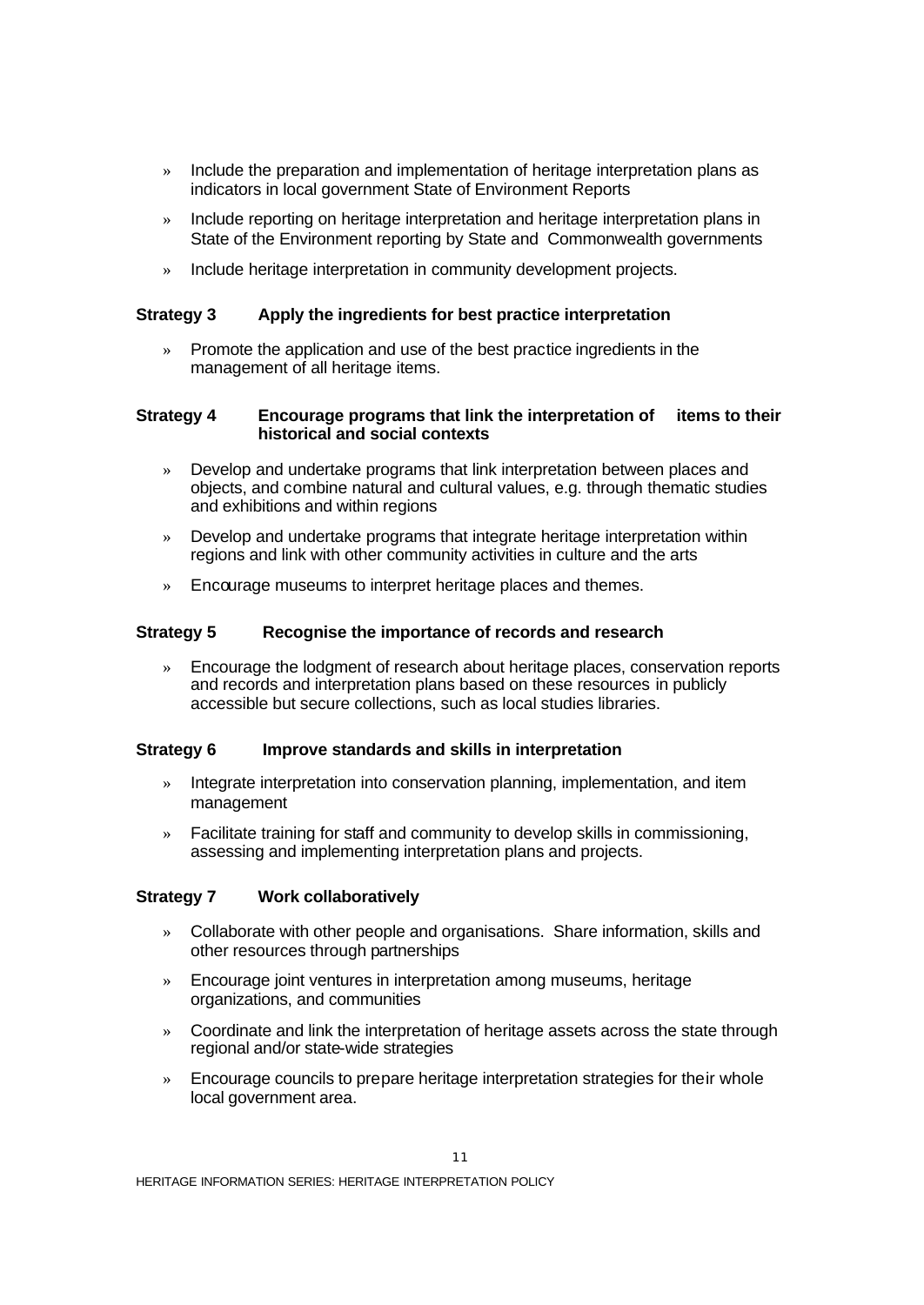- Include the preparation and implementation of heritage interpretation plans as indicators in local government State of Environment Reports
- Include reporting on heritage interpretation and heritage interpretation plans in State of the Environment reporting by State and Commonwealth governments
- Include heritage interpretation in community development projects.

**Strategy 3 Apply the ingredients for best practice interpretation**

- Promote the application and use of the best practice ingredients in the management of all heritage items.

**Strategy 4 Encourage programs that link the interpretation of items to their historical and social contexts**

- Develop and undertake programs that link interpretation between places and objects, and combine natural and cultural values, e.g. through thematic studies and exhibitions and within regions
- Develop and undertake programs that integrate heritage interpretation within regions and link with other community activities in culture and the arts
- Encourage museums to interpret heritage places and themes.

**Strategy 5 Recognise the importance of records and research**

- Encourage the lodgment of research about heritage places, conservation reports and records and interpretation plans based on these resources in publicly accessible but secure collections, such as local studies libraries.

**Strategy 6 Improve standards and skills in interpretation**

- Integrate interpretation into conservation planning, implementation, and item management
- Facilitate training for staff and community to develop skills in commissioning, assessing and implementing interpretation plans and projects.

**Strategy 7 Work collaboratively**

- Collaborate with other people and organisations. Share information, skills and other resources through partnerships
- Encourage joint ventures in interpretation among museums, heritage organizations, and communities
- Coordinate and link the interpretation of heritage assets across the state through regional and/or state-wide strategies
- Encourage councils to prepare heritage interpretation strategies for their whole local government area.